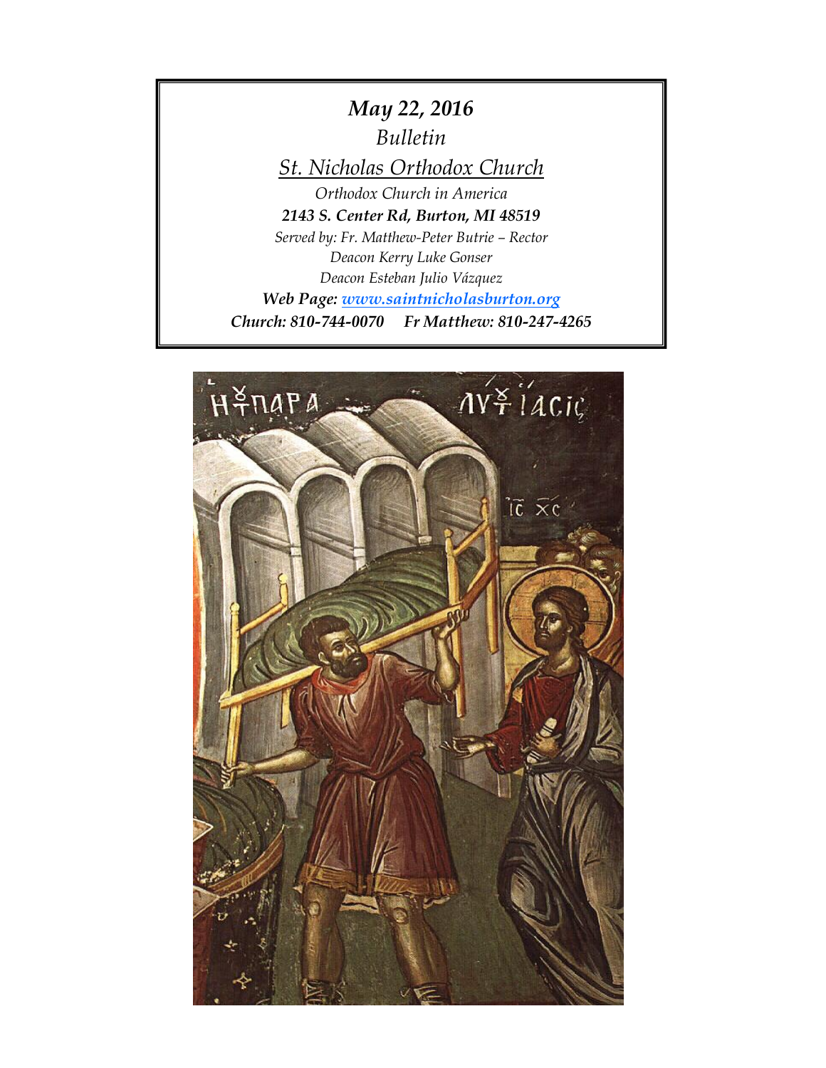*May 22, 2016*

*Bulletin*

*St. Nicholas Orthodox Church*

*Orthodox Church in America*

***2143 S. Center Rd, Burton, MI 48519***

*Served by: Fr. Matthew-Peter Butrie – Rector*

*Deacon Kerry Luke Gonser*

*Deacon Esteban Julio Vázquez*

***Web Page: www.saintnicholasburton.org***

***Church: 810-744-0070 Fr Matthew: 810-247-4265***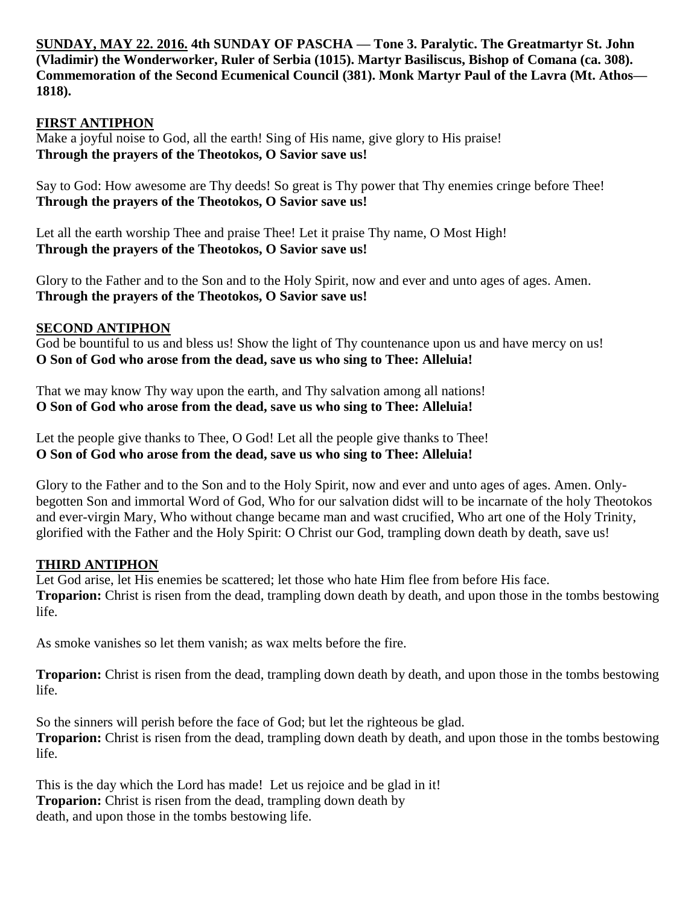**SUNDAY, MAY 22. 2016. 4th SUNDAY OF PASCHA — Tone 3. Paralytic. The Greatmartyr St. John (Vladimir) the Wonderworker, Ruler of Serbia (1015). Martyr Basiliscus, Bishop of Comana (ca. 308). Commemoration of the Second Ecumenical Council (381). Monk Martyr Paul of the Lavra (Mt. Athos—1818).**

## FIRST ANTIPHON

Make a joyful noise to God, all the earth! Sing of His name, give glory to His praise!
**Through the prayers of the Theotokos, O Savior save us!**

Say to God: How awesome are Thy deeds! So great is Thy power that Thy enemies cringe before Thee!
**Through the prayers of the Theotokos, O Savior save us!**

Let all the earth worship Thee and praise Thee! Let it praise Thy name, O Most High!
**Through the prayers of the Theotokos, O Savior save us!**

Glory to the Father and to the Son and to the Holy Spirit, now and ever and unto ages of ages. Amen.
**Through the prayers of the Theotokos, O Savior save us!**

## SECOND ANTIPHON

God be bountiful to us and bless us! Show the light of Thy countenance upon us and have mercy on us!
**O Son of God who arose from the dead, save us who sing to Thee: Alleluia!**

That we may know Thy way upon the earth, and Thy salvation among all nations!
**O Son of God who arose from the dead, save us who sing to Thee: Alleluia!**

Let the people give thanks to Thee, O God! Let all the people give thanks to Thee!
**O Son of God who arose from the dead, save us who sing to Thee: Alleluia!**

Glory to the Father and to the Son and to the Holy Spirit, now and ever and unto ages of ages. Amen. Only-begotten Son and immortal Word of God, Who for our salvation didst will to be incarnate of the holy Theotokos and ever-virgin Mary, Who without change became man and wast crucified, Who art one of the Holy Trinity, glorified with the Father and the Holy Spirit: O Christ our God, trampling down death by death, save us!

## THIRD ANTIPHON

Let God arise, let His enemies be scattered; let those who hate Him flee from before His face.
**Troparion:** Christ is risen from the dead, trampling down death by death, and upon those in the tombs bestowing life.

As smoke vanishes so let them vanish; as wax melts before the fire.

**Troparion:** Christ is risen from the dead, trampling down death by death, and upon those in the tombs bestowing life.

So the sinners will perish before the face of God; but let the righteous be glad.
**Troparion:** Christ is risen from the dead, trampling down death by death, and upon those in the tombs bestowing life.

This is the day which the Lord has made! Let us rejoice and be glad in it!
**Troparion:** Christ is risen from the dead, trampling down death by death, and upon those in the tombs bestowing life.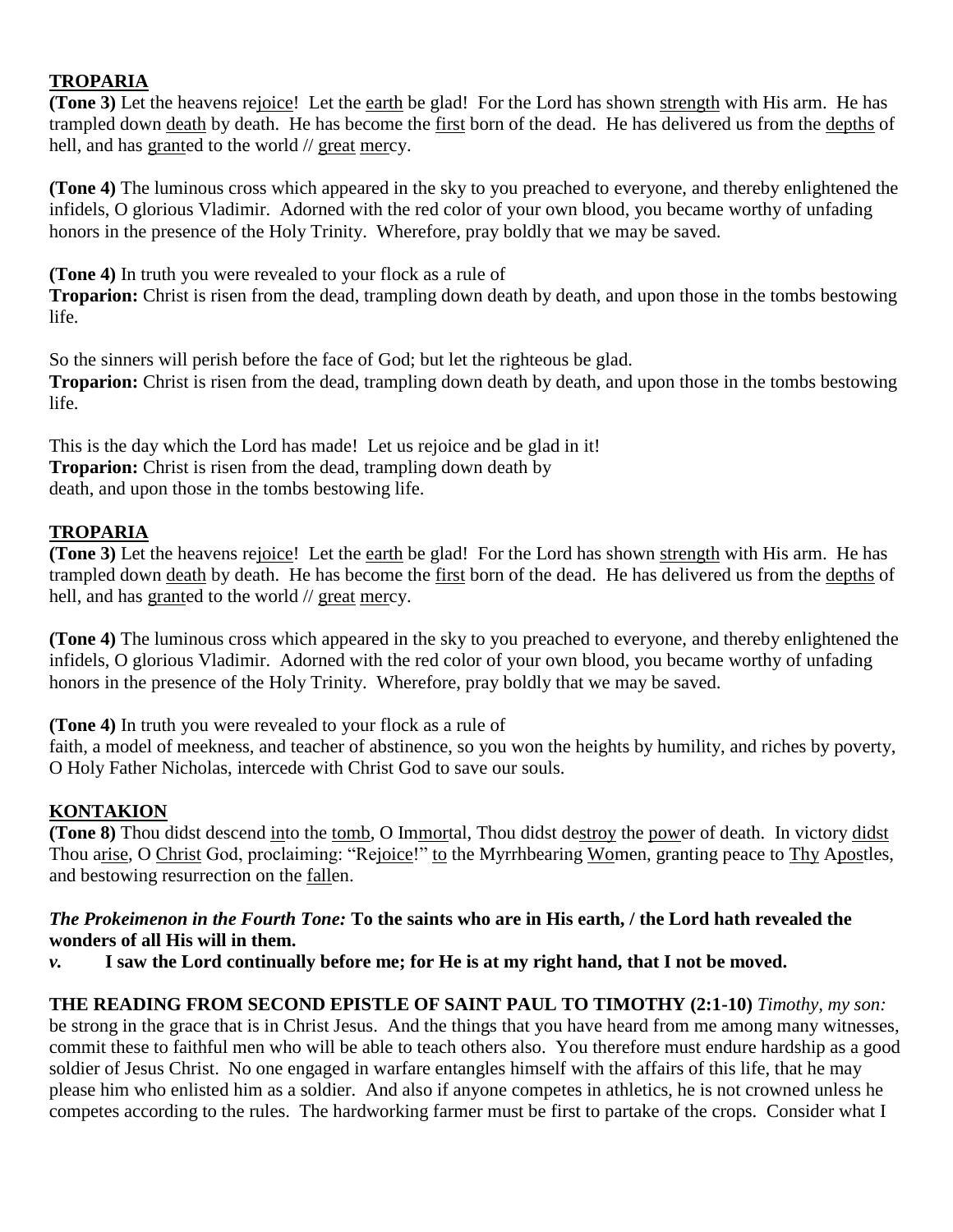## TROPARIA

**(Tone 3)** Let the heavens rejoice! Let the earth be glad! For the Lord has shown strength with His arm. He has trampled down death by death. He has become the first born of the dead. He has delivered us from the depths of hell, and has granted to the world // great mercy.

**(Tone 4)** The luminous cross which appeared in the sky to you preached to everyone, and thereby enlightened the infidels, O glorious Vladimir. Adorned with the red color of your own blood, you became worthy of unfading honors in the presence of the Holy Trinity. Wherefore, pray boldly that we may be saved.

**(Tone 4)** In truth you were revealed to your flock as a rule of
**Troparion:** Christ is risen from the dead, trampling down death by death, and upon those in the tombs bestowing life.

So the sinners will perish before the face of God; but let the righteous be glad.
**Troparion:** Christ is risen from the dead, trampling down death by death, and upon those in the tombs bestowing life.

This is the day which the Lord has made! Let us rejoice and be glad in it!
**Troparion:** Christ is risen from the dead, trampling down death by death, and upon those in the tombs bestowing life.

## TROPARIA

**(Tone 3)** Let the heavens rejoice! Let the earth be glad! For the Lord has shown strength with His arm. He has trampled down death by death. He has become the first born of the dead. He has delivered us from the depths of hell, and has granted to the world // great mercy.

**(Tone 4)** The luminous cross which appeared in the sky to you preached to everyone, and thereby enlightened the infidels, O glorious Vladimir. Adorned with the red color of your own blood, you became worthy of unfading honors in the presence of the Holy Trinity. Wherefore, pray boldly that we may be saved.

**(Tone 4)** In truth you were revealed to your flock as a rule of
faith, a model of meekness, and teacher of abstinence, so you won the heights by humility, and riches by poverty, O Holy Father Nicholas, intercede with Christ God to save our souls.

## KONTAKION

**(Tone 8)** Thou didst descend into the tomb, O Immortal, Thou didst destroy the power of death. In victory didst Thou arise, O Christ God, proclaiming: "Rejoice!" to the Myrrhbearing Women, granting peace to Thy Apostles, and bestowing resurrection on the fallen.

***The Prokeimenon in the Fourth Tone:*** **To the saints who are in His earth, / the Lord hath revealed the wonders of all His will in them.**

***v.*** **I saw the Lord continually before me; for He is at my right hand, that I not be moved.**

**THE READING FROM SECOND EPISTLE OF SAINT PAUL TO TIMOTHY (2:1-10)** *Timothy, my son:* be strong in the grace that is in Christ Jesus. And the things that you have heard from me among many witnesses, commit these to faithful men who will be able to teach others also. You therefore must endure hardship as a good soldier of Jesus Christ. No one engaged in warfare entangles himself with the affairs of this life, that he may please him who enlisted him as a soldier. And also if anyone competes in athletics, he is not crowned unless he competes according to the rules. The hardworking farmer must be first to partake of the crops. Consider what I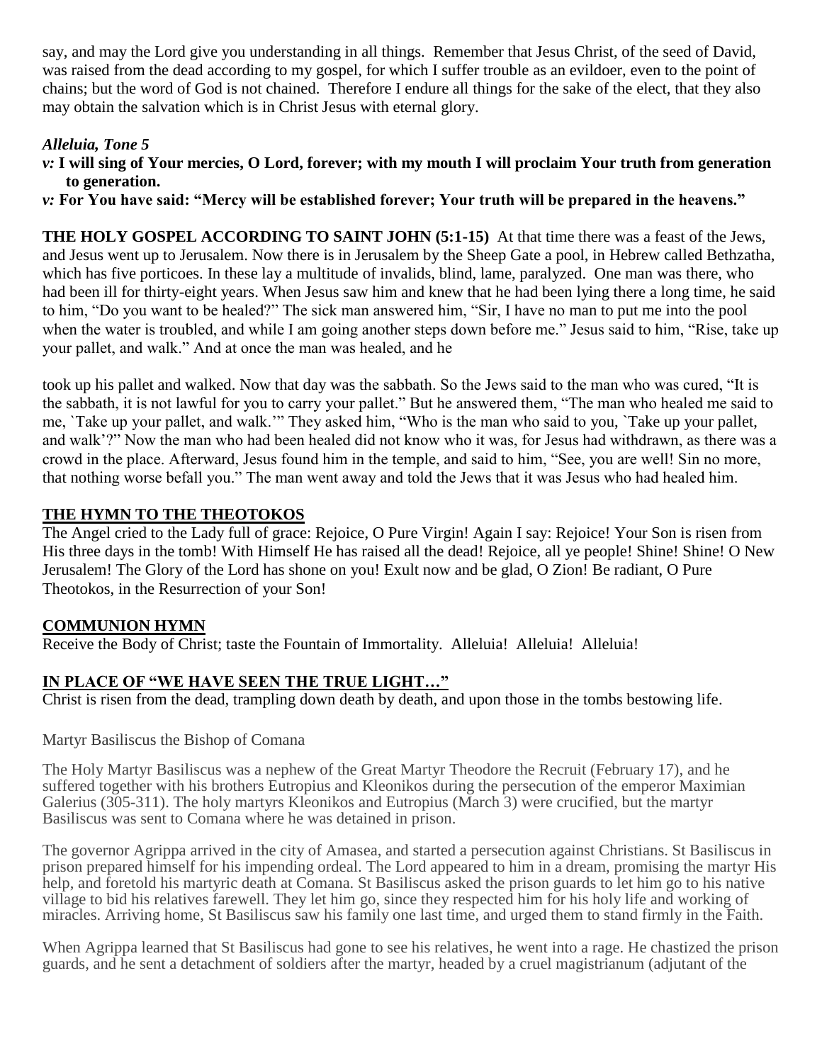say, and may the Lord give you understanding in all things. Remember that Jesus Christ, of the seed of David, was raised from the dead according to my gospel, for which I suffer trouble as an evildoer, even to the point of chains; but the word of God is not chained. Therefore I endure all things for the sake of the elect, that they also may obtain the salvation which is in Christ Jesus with eternal glory.

***Alleluia, Tone 5***

***v:*** **I will sing of Your mercies, O Lord, forever; with my mouth I will proclaim Your truth from generation to generation.**

***v:*** **For You have said: "Mercy will be established forever; Your truth will be prepared in the heavens."**

**THE HOLY GOSPEL ACCORDING TO SAINT JOHN (5:1-15)** At that time there was a feast of the Jews, and Jesus went up to Jerusalem. Now there is in Jerusalem by the Sheep Gate a pool, in Hebrew called Bethzatha, which has five porticoes. In these lay a multitude of invalids, blind, lame, paralyzed. One man was there, who had been ill for thirty-eight years. When Jesus saw him and knew that he had been lying there a long time, he said to him, "Do you want to be healed?" The sick man answered him, "Sir, I have no man to put me into the pool when the water is troubled, and while I am going another steps down before me." Jesus said to him, "Rise, take up your pallet, and walk." And at once the man was healed, and he took up his pallet and walked. Now that day was the sabbath. So the Jews said to the man who was cured, "It is the sabbath, it is not lawful for you to carry your pallet." But he answered them, "The man who healed me said to me, `Take up your pallet, and walk.'" They asked him, "Who is the man who said to you, `Take up your pallet, and walk'?" Now the man who had been healed did not know who it was, for Jesus had withdrawn, as there was a crowd in the place. Afterward, Jesus found him in the temple, and said to him, "See, you are well! Sin no more, that nothing worse befall you." The man went away and told the Jews that it was Jesus who had healed him.

## THE HYMN TO THE THEOTOKOS

The Angel cried to the Lady full of grace: Rejoice, O Pure Virgin! Again I say: Rejoice! Your Son is risen from His three days in the tomb! With Himself He has raised all the dead! Rejoice, all ye people! Shine! Shine! O New Jerusalem! The Glory of the Lord has shone on you! Exult now and be glad, O Zion! Be radiant, O Pure Theotokos, in the Resurrection of your Son!

## COMMUNION HYMN

Receive the Body of Christ; taste the Fountain of Immortality. Alleluia! Alleluia! Alleluia!

## IN PLACE OF "WE HAVE SEEN THE TRUE LIGHT…"

Christ is risen from the dead, trampling down death by death, and upon those in the tombs bestowing life.

Martyr Basiliscus the Bishop of Comana

The Holy Martyr Basiliscus was a nephew of the Great Martyr Theodore the Recruit (February 17), and he suffered together with his brothers Eutropius and Kleonikos during the persecution of the emperor Maximian Galerius (305-311). The holy martyrs Kleonikos and Eutropius (March 3) were crucified, but the martyr Basiliscus was sent to Comana where he was detained in prison.

The governor Agrippa arrived in the city of Amasea, and started a persecution against Christians. St Basiliscus in prison prepared himself for his impending ordeal. The Lord appeared to him in a dream, promising the martyr His help, and foretold his martyric death at Comana. St Basiliscus asked the prison guards to let him go to his native village to bid his relatives farewell. They let him go, since they respected him for his holy life and working of miracles. Arriving home, St Basiliscus saw his family one last time, and urged them to stand firmly in the Faith.

When Agrippa learned that St Basiliscus had gone to see his relatives, he went into a rage. He chastized the prison guards, and he sent a detachment of soldiers after the martyr, headed by a cruel magistrianum (adjutant of the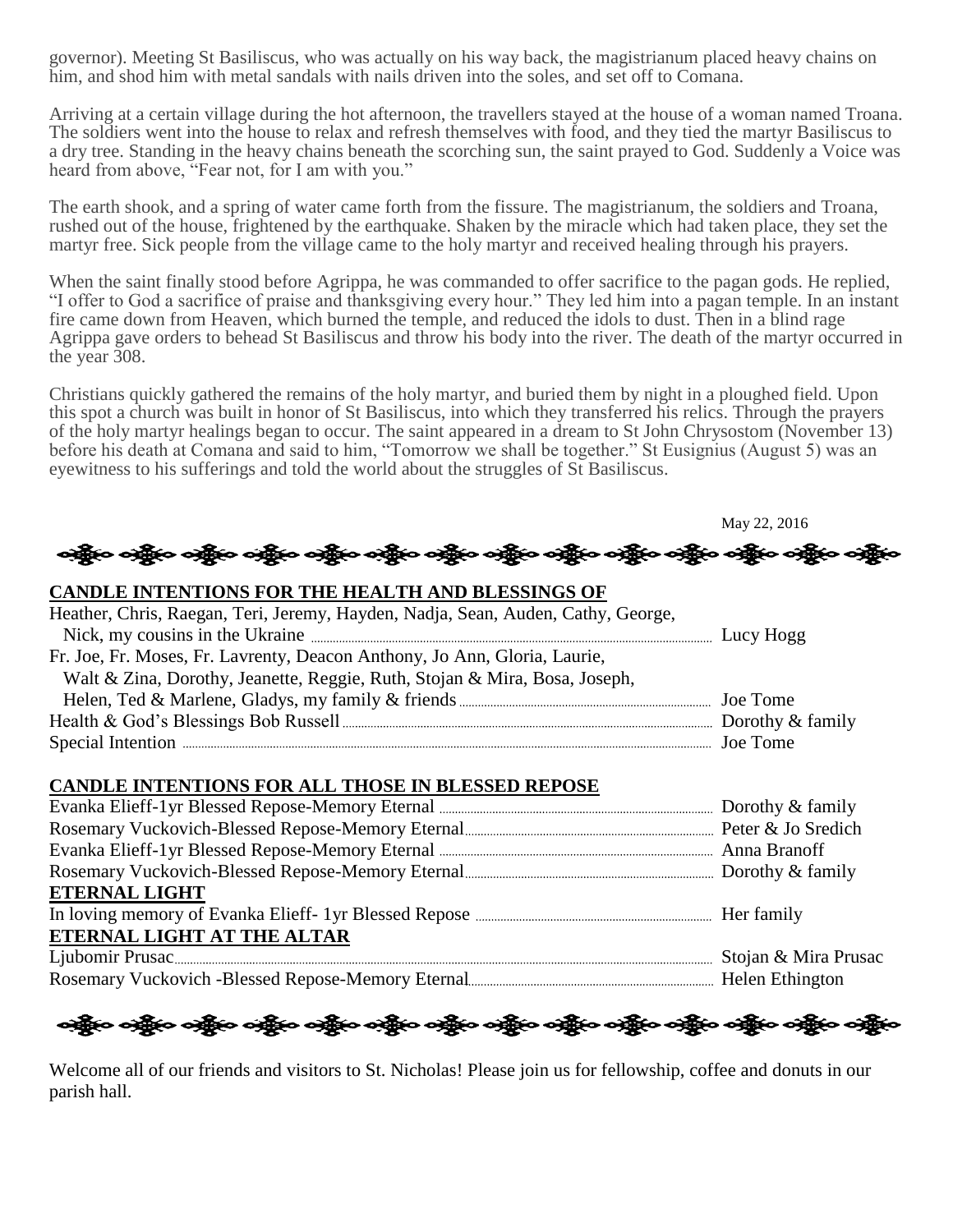governor). Meeting St Basiliscus, who was actually on his way back, the magistrianum placed heavy chains on him, and shod him with metal sandals with nails driven into the soles, and set off to Comana.

Arriving at a certain village during the hot afternoon, the travellers stayed at the house of a woman named Troana. The soldiers went into the house to relax and refresh themselves with food, and they tied the martyr Basiliscus to a dry tree. Standing in the heavy chains beneath the scorching sun, the saint prayed to God. Suddenly a Voice was heard from above, "Fear not, for I am with you."

The earth shook, and a spring of water came forth from the fissure. The magistrianum, the soldiers and Troana, rushed out of the house, frightened by the earthquake. Shaken by the miracle which had taken place, they set the martyr free. Sick people from the village came to the holy martyr and received healing through his prayers.

When the saint finally stood before Agrippa, he was commanded to offer sacrifice to the pagan gods. He replied, "I offer to God a sacrifice of praise and thanksgiving every hour." They led him into a pagan temple. In an instant fire came down from Heaven, which burned the temple, and reduced the idols to dust. Then in a blind rage Agrippa gave orders to behead St Basiliscus and throw his body into the river. The death of the martyr occurred in the year 308.

Christians quickly gathered the remains of the holy martyr, and buried them by night in a ploughed field. Upon this spot a church was built in honor of St Basiliscus, into which they transferred his relics. Through the prayers of the holy martyr healings began to occur. The saint appeared in a dream to St John Chrysostom (November 13) before his death at Comana and said to him, "Tomorrow we shall be together." St Eusignius (August 5) was an eyewitness to his sufferings and told the world about the struggles of St Basiliscus.

May 22, 2016

**CANDLE INTENTIONS FOR THE HEALTH AND BLESSINGS OF**

Heather, Chris, Raegan, Teri, Jeremy, Hayden, Nadja, Sean, Auden, Cathy, George, Nick, my cousins in the Ukraine ............ Lucy Hogg

Fr. Joe, Fr. Moses, Fr. Lavrenty, Deacon Anthony, Jo Ann, Gloria, Laurie, Walt & Zina, Dorothy, Jeanette, Reggie, Ruth, Stojan & Mira, Bosa, Joseph, Helen, Ted & Marlene, Gladys, my family & friends ............ Joe Tome

Health & God's Blessings Bob Russell ............ Dorothy & family

Special Intention ............ Joe Tome

**CANDLE INTENTIONS FOR ALL THOSE IN BLESSED REPOSE**

Evanka Elieff-1yr Blessed Repose-Memory Eternal ............ Dorothy & family

Rosemary Vuckovich-Blessed Repose-Memory Eternal ............ Peter & Jo Sredich

Evanka Elieff-1yr Blessed Repose-Memory Eternal ............ Anna Branoff

Rosemary Vuckovich-Blessed Repose-Memory Eternal ............ Dorothy & family

**ETERNAL LIGHT**

In loving memory of Evanka Elieff- 1yr Blessed Repose ............ Her family

**ETERNAL LIGHT AT THE ALTAR**

Ljubomir Prusac ............ Stojan & Mira Prusac

Rosemary Vuckovich -Blessed Repose-Memory Eternal ............ Helen Ethington

Welcome all of our friends and visitors to St. Nicholas! Please join us for fellowship, coffee and donuts in our parish hall.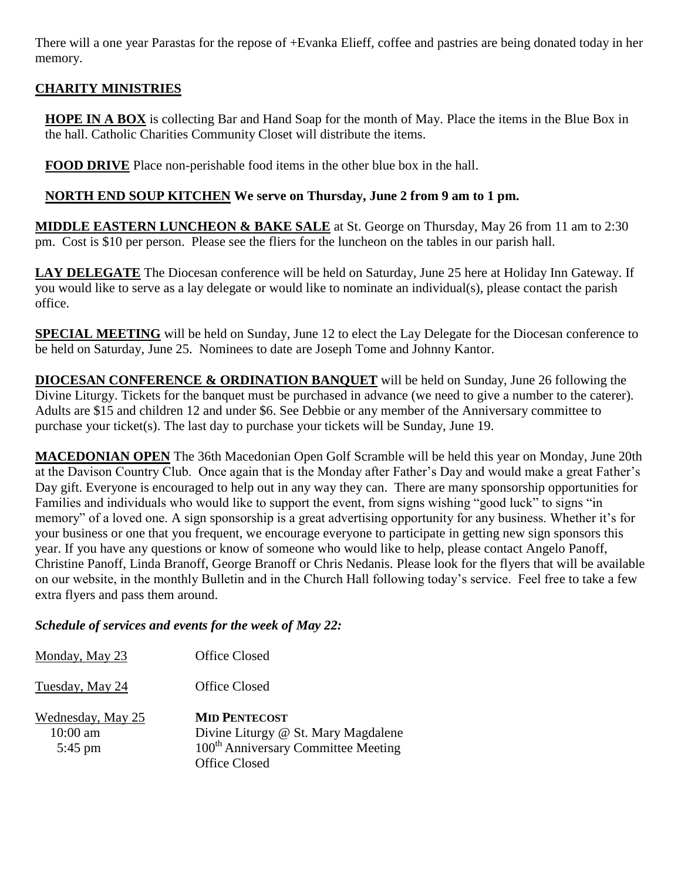There will a one year Parastas for the repose of +Evanka Elieff, coffee and pastries are being donated today in her memory.

**CHARITY MINISTRIES**

**HOPE IN A BOX** is collecting Bar and Hand Soap for the month of May. Place the items in the Blue Box in the hall. Catholic Charities Community Closet will distribute the items.

**FOOD DRIVE** Place non-perishable food items in the other blue box in the hall.

**NORTH END SOUP KITCHEN We serve on Thursday, June 2 from 9 am to 1 pm.**

**MIDDLE EASTERN LUNCHEON & BAKE SALE** at St. George on Thursday, May 26 from 11 am to 2:30 pm. Cost is $10 per person. Please see the fliers for the luncheon on the tables in our parish hall.

**LAY DELEGATE** The Diocesan conference will be held on Saturday, June 25 here at Holiday Inn Gateway. If you would like to serve as a lay delegate or would like to nominate an individual(s), please contact the parish office.

**SPECIAL MEETING** will be held on Sunday, June 12 to elect the Lay Delegate for the Diocesan conference to be held on Saturday, June 25. Nominees to date are Joseph Tome and Johnny Kantor.

**DIOCESAN CONFERENCE & ORDINATION BANQUET** will be held on Sunday, June 26 following the Divine Liturgy. Tickets for the banquet must be purchased in advance (we need to give a number to the caterer). Adults are $15 and children 12 and under $6. See Debbie or any member of the Anniversary committee to purchase your ticket(s). The last day to purchase your tickets will be Sunday, June 19.

**MACEDONIAN OPEN** The 36th Macedonian Open Golf Scramble will be held this year on Monday, June 20th at the Davison Country Club. Once again that is the Monday after Father's Day and would make a great Father's Day gift. Everyone is encouraged to help out in any way they can. There are many sponsorship opportunities for Families and individuals who would like to support the event, from signs wishing "good luck" to signs "in memory" of a loved one. A sign sponsorship is a great advertising opportunity for any business. Whether it's for your business or one that you frequent, we encourage everyone to participate in getting new sign sponsors this year. If you have any questions or know of someone who would like to help, please contact Angelo Panoff, Christine Panoff, Linda Branoff, George Branoff or Chris Nedanis. Please look for the flyers that will be available on our website, in the monthly Bulletin and in the Church Hall following today's service. Feel free to take a few extra flyers and pass them around.

***Schedule of services and events for the week of May 22:***

Monday, May 23 — Office Closed

Tuesday, May 24 — Office Closed

Wednesday, May 25 — **MID PENTECOST**
- 10:00 am — Divine Liturgy @ St. Mary Magdalene
- 5:45 pm — 100th Anniversary Committee Meeting
- Office Closed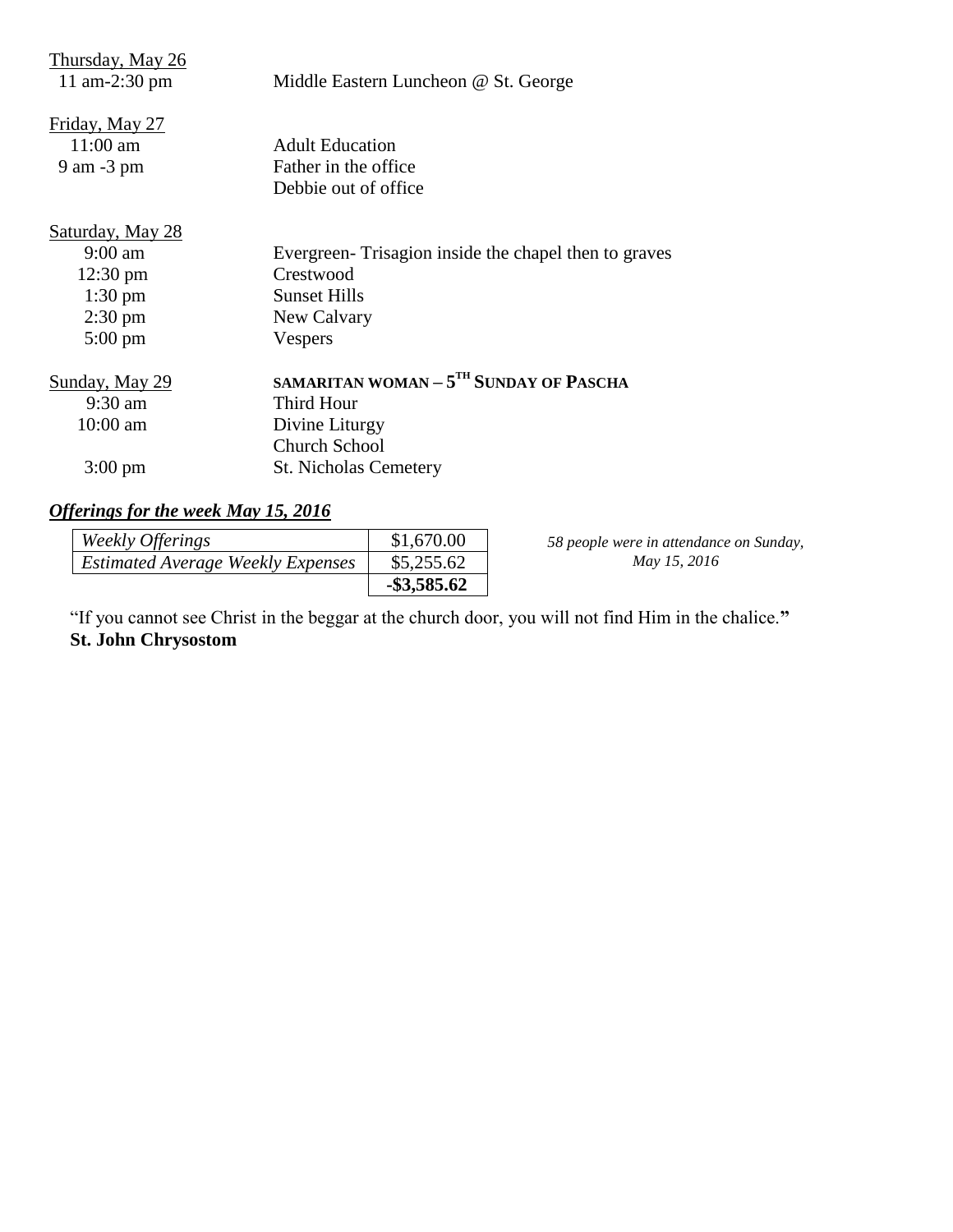Thursday, May 26

11 am-2:30 pm — Middle Eastern Luncheon @ St. George

Friday, May 27

11:00 am — Adult Education
9 am -3 pm — Father in the office
Debbie out of office

Saturday, May 28

9:00 am — Evergreen- Trisagion inside the chapel then to graves
12:30 pm — Crestwood
1:30 pm — Sunset Hills
2:30 pm — New Calvary
5:00 pm — Vespers

Sunday, May 29 — **SAMARITAN WOMAN – 5TH SUNDAY OF PASCHA**

9:30 am — Third Hour
10:00 am — Divine Liturgy
Church School
3:00 pm — St. Nicholas Cemetery

***Offerings for the week May 15, 2016***

| | |
|---|---|
| *Weekly Offerings* | $1,670.00 |
| *Estimated Average Weekly Expenses* | $5,255.62 |
| | **-$3,585.62** |

*58 people were in attendance on Sunday, May 15, 2016*

"If you cannot see Christ in the beggar at the church door, you will not find Him in the chalice."
**St. John Chrysostom**